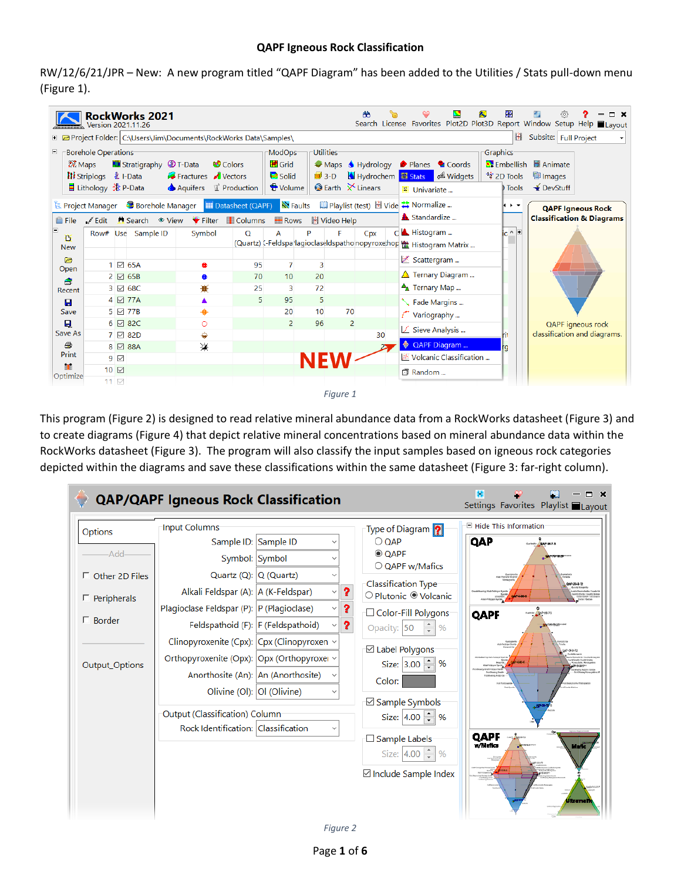# QAPF Igneous Rock Classification

RW/12/6/21/JPR – New: A new program titled "QAPF Diagram" has been added to the Utilities / Stats pull-down menu (Figure 1).

*Figure 1*

This program (Figure 2) is designed to read relative mineral abundance data from a RockWorks datasheet (Figure 3) and to create diagrams (Figure 4) that depict relative mineral concentrations based on mineral abundance data within the RockWorks datasheet (Figure 3). The program will also classify the input samples based on igneous rock categories depicted within the diagrams and save these classifications within the same datasheet (Figure 3: far-right column).

*Figure 2*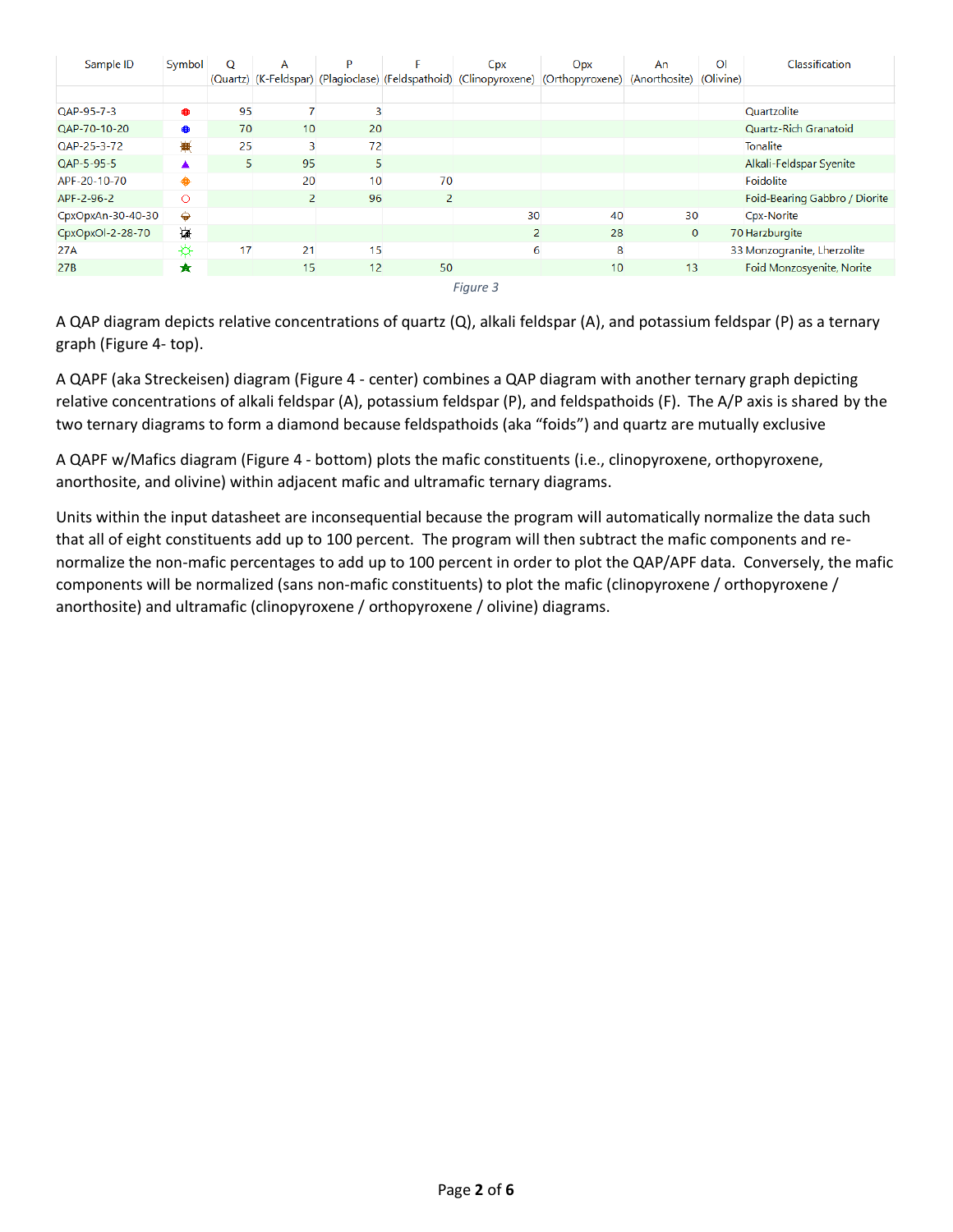| Sample ID | Symbol | Q (Quartz) | A (K-Feldspar) | P (Plagioclase) | F (Feldspathoid) | Cpx (Clinopyroxene) | Opx (Orthopyroxene) | An (Anorthosite) | Ol (Olivine) | Classification |
|---|---|---|---|---|---|---|---|---|---|---|
| QAP-95-7-3 | | 95 | 7 | 3 | | | | | | Quartzolite |
| QAP-70-10-20 | | 70 | 10 | 20 | | | | | | Quartz-Rich Granatoid |
| QAP-25-3-72 | | 25 | 3 | 72 | | | | | | Tonalite |
| QAP-5-95-5 | | 5 | 95 | 5 | | | | | | Alkali-Feldspar Syenite |
| APF-20-10-70 | | | 20 | 10 | 70 | | | | | Foidolite |
| APF-2-96-2 | | | 2 | 96 | 2 | | | | | Foid-Bearing Gabbro / Diorite |
| CpxOpxAn-30-40-30 | | | | | | 30 | 40 | 30 | | Cpx-Norite |
| CpxOpxOl-2-28-70 | | | | | | 2 | 28 | 0 | 70 | Harzburgite |
| 27A | | 17 | 21 | 15 | | 6 | 8 | | 33 | Monzogranite, Lherzolite |
| 27B | | | 15 | 12 | 50 | | 10 | 13 | | Foid Monzosyenite, Norite |

*Figure 3*

A QAP diagram depicts relative concentrations of quartz (Q), alkali feldspar (A), and potassium feldspar (P) as a ternary graph (Figure 4- top).

A QAPF (aka Streckeisen) diagram (Figure 4 - center) combines a QAP diagram with another ternary graph depicting relative concentrations of alkali feldspar (A), potassium feldspar (P), and feldspathoids (F). The A/P axis is shared by the two ternary diagrams to form a diamond because feldspathoids (aka "foids") and quartz are mutually exclusive

A QAPF w/Mafics diagram (Figure 4 - bottom) plots the mafic constituents (i.e., clinopyroxene, orthopyroxene, anorthosite, and olivine) within adjacent mafic and ultramafic ternary diagrams.

Units within the input datasheet are inconsequential because the program will automatically normalize the data such that all of eight constituents add up to 100 percent. The program will then subtract the mafic components and re-normalize the non-mafic percentages to add up to 100 percent in order to plot the QAP/APF data. Conversely, the mafic components will be normalized (sans non-mafic constituents) to plot the mafic (clinopyroxene / orthopyroxene / anorthosite) and ultramafic (clinopyroxene / orthopyroxene / olivine) diagrams.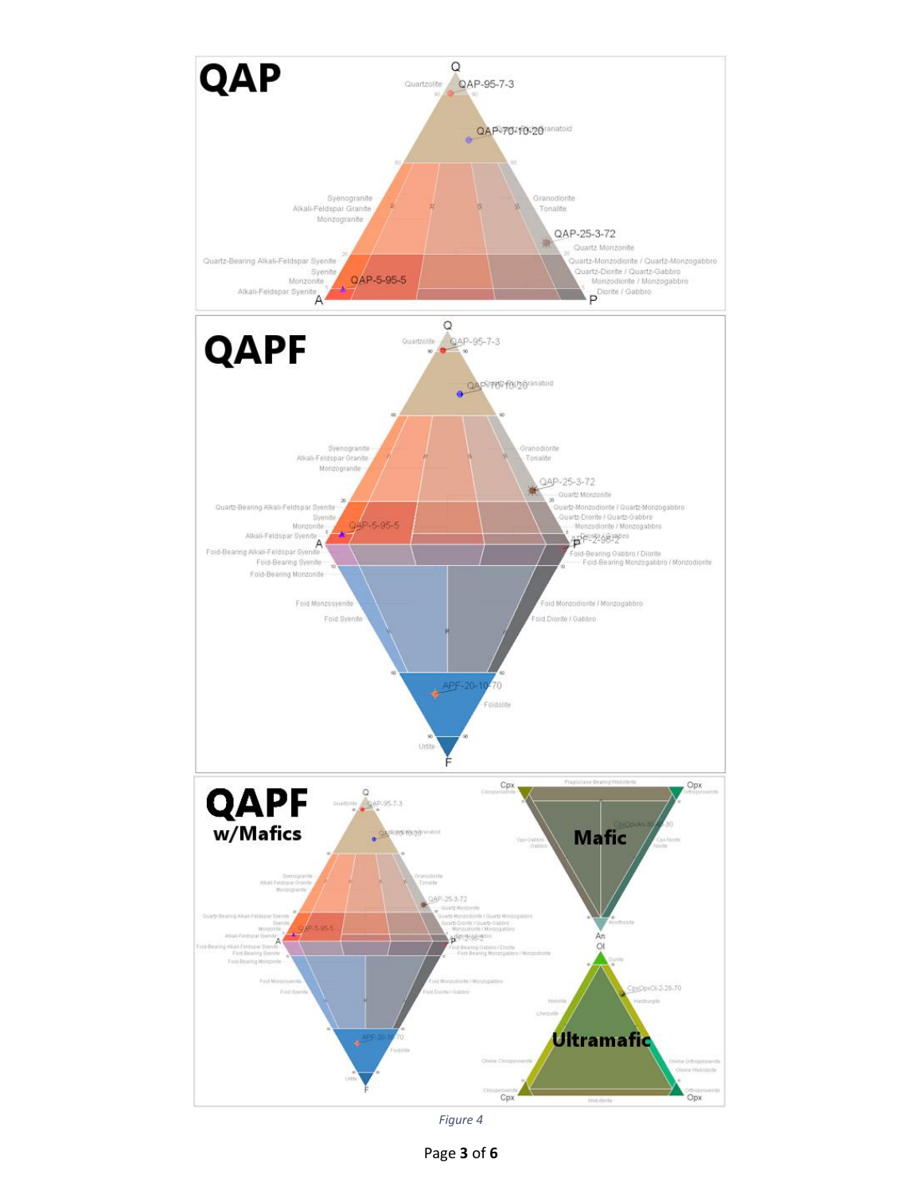Figure 4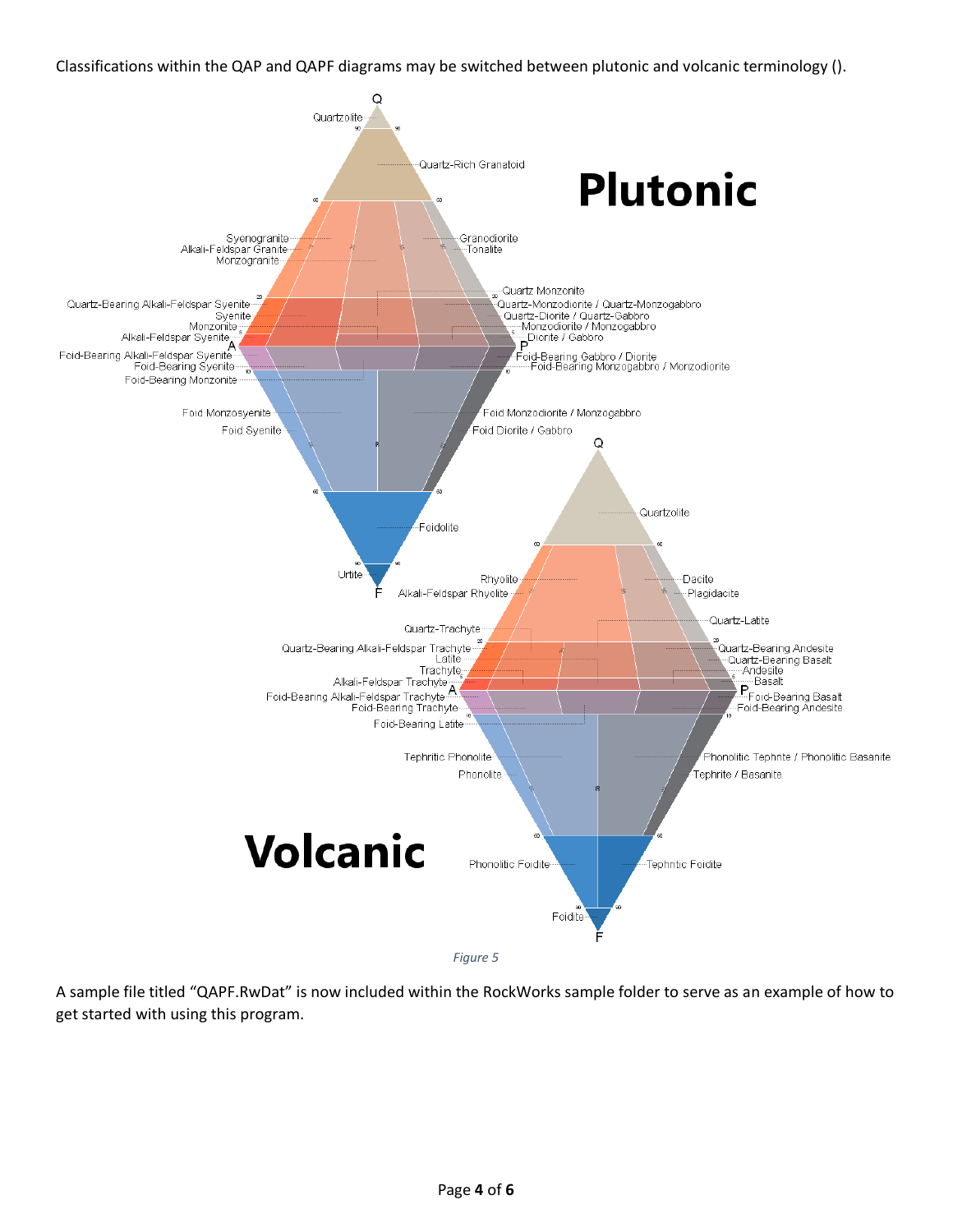Classifications within the QAP and QAPF diagrams may be switched between plutonic and volcanic terminology ().

*Figure 5*

A sample file titled "QAPF.RwDat" is now included within the RockWorks sample folder to serve as an example of how to get started with using this program.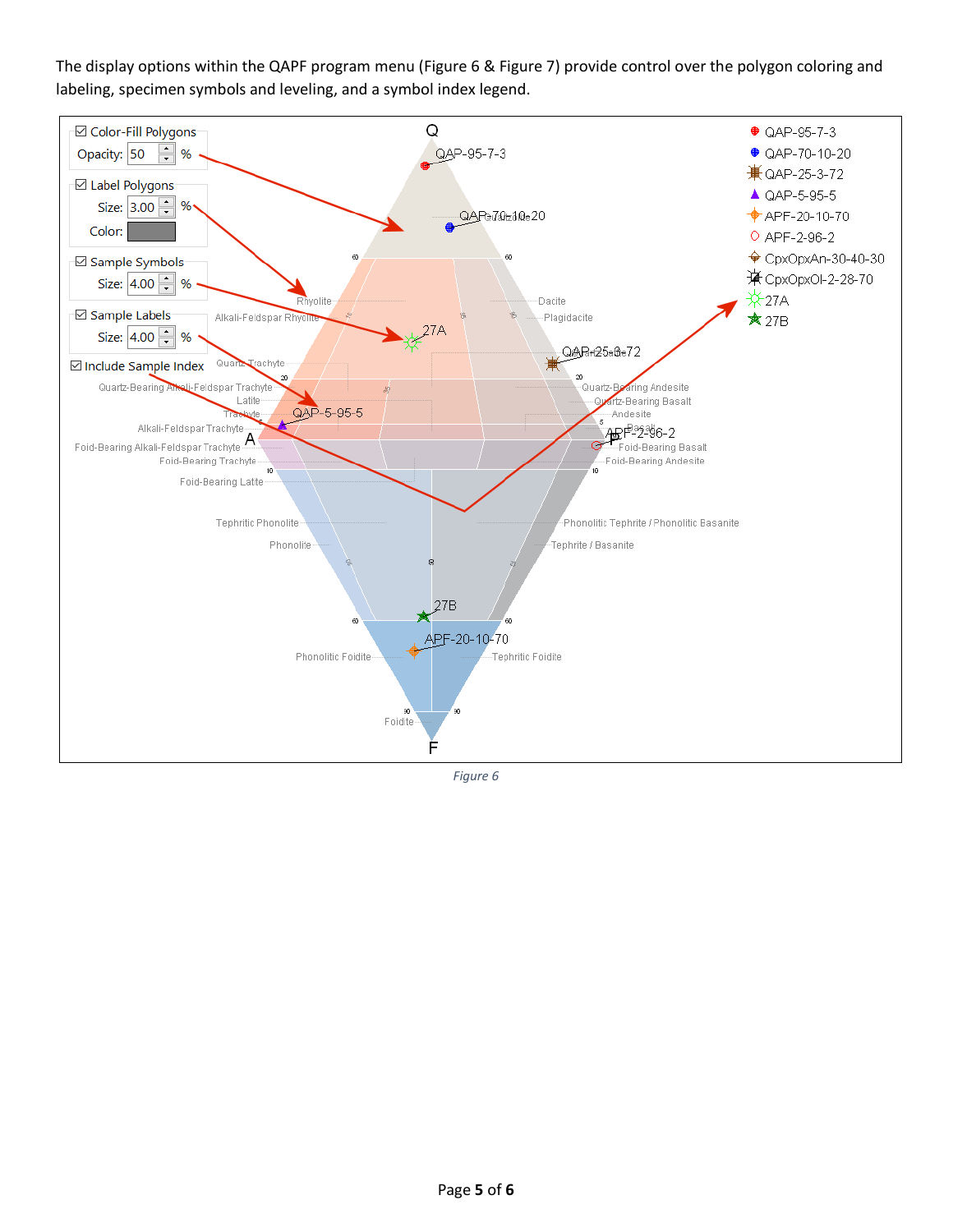The display options within the QAPF program menu (Figure 6 & Figure 7) provide control over the polygon coloring and labeling, specimen symbols and leveling, and a symbol index legend.

*Figure 6*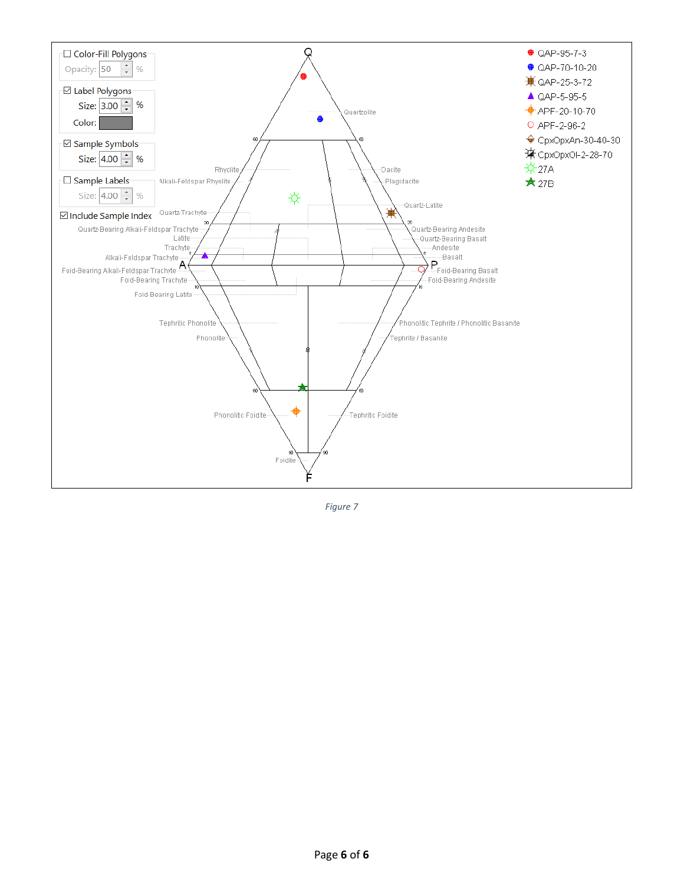☐ Color-Fill Polygons
Opacity: 50 %

☑ Label Polygons
Size: 3.00 %
Color:

☑ Sample Symbols
Size: 4.00 %

☐ Sample Labels
Size: 4.00 %

☑ Include Sample Index

Q

A

P

F

Quartzolite
Rhyolite
Alkali-Feldspar Rhyolite
Dacite
Plagiodacite
Quartz-Trachyte
Quartz-Latite
Quartz-Bearing Alkali-Feldspar Trachyte
Quartz-Bearing Andesite
Latite
Quartz-Bearing Basalt
Trachyte
Andesite
Alkali-Feldspar Trachyte
Basalt
Foid-Bearing Alkali-Feldspar Trachyte
Foid-Bearing Basalt
Foid-Bearing Trachyte
Foid-Bearing Andesite
Foid-Bearing Latite
Tephritic Phonolite
Phonolitic Tephrite / Phonolitic Basanite
Phonolite
Tephrite / Basanite
Phonolitic Foidite
Tephritic Foidite
Foidite

60
60
20
20
5
5
10
10
60
60
90
90

QAP-95-7-3
QAP-70-10-20
QAP-25-3-72
QAP-5-95-5
APF-20-10-70
APF-2-96-2
CpxOpxAn-30-40-30
CpxOpxOl-2-28-70
27A
27B

*Figure 7*